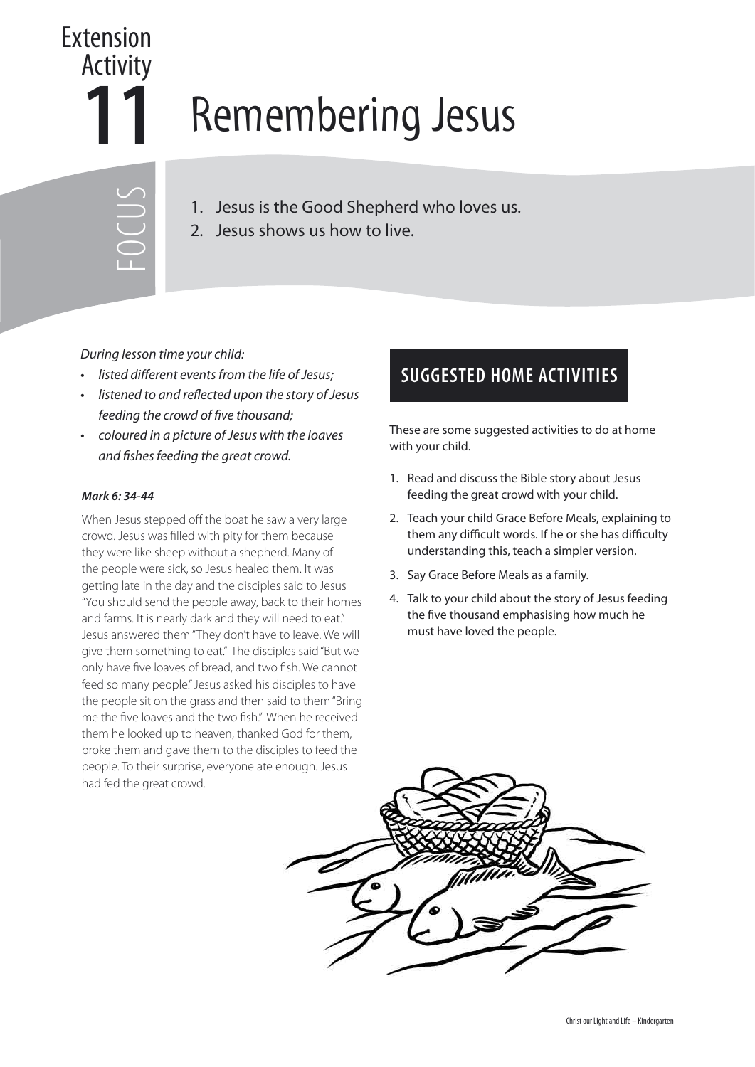# Extension Activity 11

# Remembering Jesus

FOCUS

1. Jesus is the Good Shepherd who loves us.
2. Jesus shows us how to live.

*During lesson time your child:*

- *listed different events from the life of Jesus;*
- *listened to and reflected upon the story of Jesus feeding the crowd of five thousand;*
- *coloured in a picture of Jesus with the loaves and fishes feeding the great crowd.*

***Mark 6: 34-44***

When Jesus stepped off the boat he saw a very large crowd. Jesus was filled with pity for them because they were like sheep without a shepherd. Many of the people were sick, so Jesus healed them. It was getting late in the day and the disciples said to Jesus "You should send the people away, back to their homes and farms. It is nearly dark and they will need to eat." Jesus answered them "They don't have to leave. We will give them something to eat." The disciples said "But we only have five loaves of bread, and two fish. We cannot feed so many people." Jesus asked his disciples to have the people sit on the grass and then said to them "Bring me the five loaves and the two fish." When he received them he looked up to heaven, thanked God for them, broke them and gave them to the disciples to feed the people. To their surprise, everyone ate enough. Jesus had fed the great crowd.

## SUGGESTED HOME ACTIVITIES

These are some suggested activities to do at home with your child.

1. Read and discuss the Bible story about Jesus feeding the great crowd with your child.
2. Teach your child Grace Before Meals, explaining to them any difficult words. If he or she has difficulty understanding this, teach a simpler version.
3. Say Grace Before Meals as a family.
4. Talk to your child about the story of Jesus feeding the five thousand emphasising how much he must have loved the people.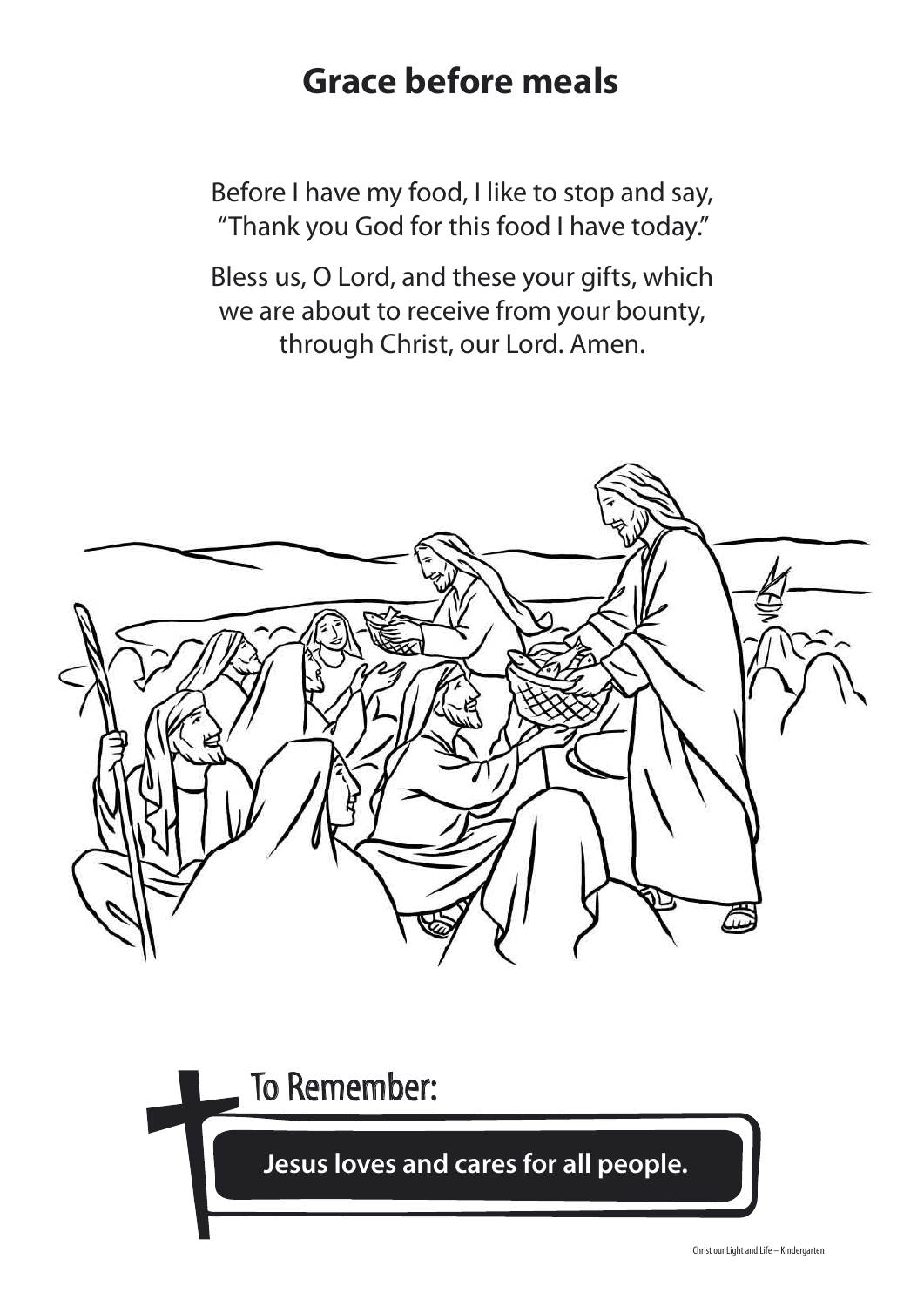# Grace before meals

Before I have my food, I like to stop and say,
"Thank you God for this food I have today."

Bless us, O Lord, and these your gifts, which
we are about to receive from your bounty,
through Christ, our Lord. Amen.

To Remember:

**Jesus loves and cares for all people.**